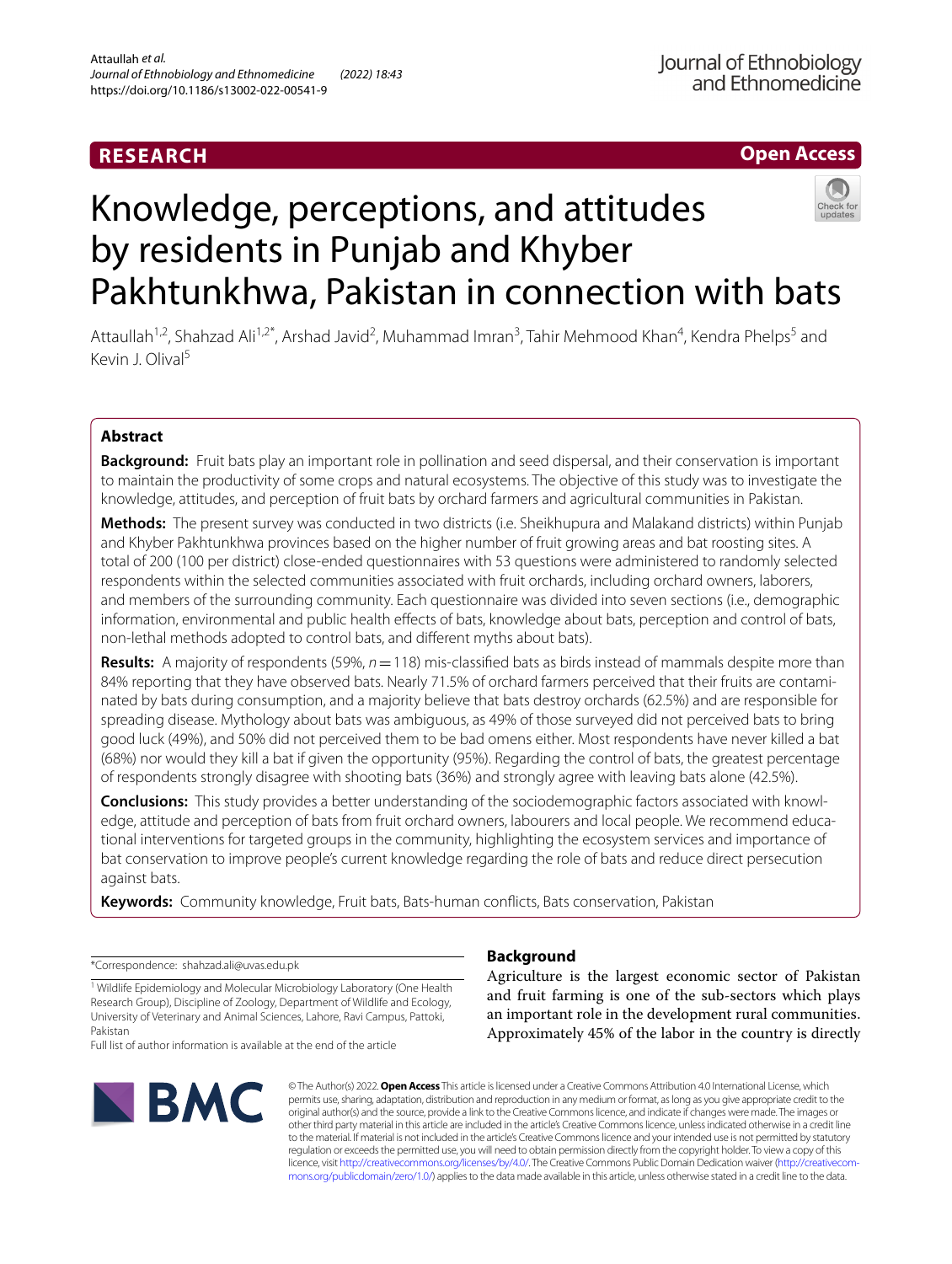RESEARCH

Open Access

# Knowledge, perceptions, and attitudes by residents in Punjab and Khyber Pakhtunkhwa, Pakistan in connection with bats

Attaullah[1,2], Shahzad Ali[1,2*], Arshad Javid[2], Muhammad Imran[3], Tahir Mehmood Khan[4], Kendra Phelps[5] and Kevin J. Olival[5]

## Abstract

**Background:** Fruit bats play an important role in pollination and seed dispersal, and their conservation is important to maintain the productivity of some crops and natural ecosystems. The objective of this study was to investigate the knowledge, attitudes, and perception of fruit bats by orchard farmers and agricultural communities in Pakistan.

**Methods:** The present survey was conducted in two districts (i.e. Sheikhupura and Malakand districts) within Punjab and Khyber Pakhtunkhwa provinces based on the higher number of fruit growing areas and bat roosting sites. A total of 200 (100 per district) close-ended questionnaires with 53 questions were administered to randomly selected respondents within the selected communities associated with fruit orchards, including orchard owners, laborers, and members of the surrounding community. Each questionnaire was divided into seven sections (i.e., demographic information, environmental and public health effects of bats, knowledge about bats, perception and control of bats, non-lethal methods adopted to control bats, and different myths about bats).

**Results:** A majority of respondents (59%, $n=118$) mis-classified bats as birds instead of mammals despite more than 84% reporting that they have observed bats. Nearly 71.5% of orchard farmers perceived that their fruits are contaminated by bats during consumption, and a majority believe that bats destroy orchards (62.5%) and are responsible for spreading disease. Mythology about bats was ambiguous, as 49% of those surveyed did not perceived bats to bring good luck (49%), and 50% did not perceived them to be bad omens either. Most respondents have never killed a bat (68%) nor would they kill a bat if given the opportunity (95%). Regarding the control of bats, the greatest percentage of respondents strongly disagree with shooting bats (36%) and strongly agree with leaving bats alone (42.5%).

**Conclusions:** This study provides a better understanding of the sociodemographic factors associated with knowledge, attitude and perception of bats from fruit orchard owners, labourers and local people. We recommend educational interventions for targeted groups in the community, highlighting the ecosystem services and importance of bat conservation to improve people's current knowledge regarding the role of bats and reduce direct persecution against bats.

**Keywords:** Community knowledge, Fruit bats, Bats-human conflicts, Bats conservation, Pakistan

*Correspondence: shahzad.ali@uvas.edu.pk

[1] Wildlife Epidemiology and Molecular Microbiology Laboratory (One Health Research Group), Discipline of Zoology, Department of Wildlife and Ecology, University of Veterinary and Animal Sciences, Lahore, Ravi Campus, Pattoki, Pakistan

Full list of author information is available at the end of the article

## Background

Agriculture is the largest economic sector of Pakistan and fruit farming is one of the sub-sectors which plays an important role in the development rural communities. Approximately 45% of the labor in the country is directly

© The Author(s) 2022. **Open Access** This article is licensed under a Creative Commons Attribution 4.0 International License, which permits use, sharing, adaptation, distribution and reproduction in any medium or format, as long as you give appropriate credit to the original author(s) and the source, provide a link to the Creative Commons licence, and indicate if changes were made. The images or other third party material in this article are included in the article's Creative Commons licence, unless indicated otherwise in a credit line to the material. If material is not included in the article's Creative Commons licence and your intended use is not permitted by statutory regulation or exceeds the permitted use, you will need to obtain permission directly from the copyright holder. To view a copy of this licence, visit http://creativecommons.org/licenses/by/4.0/. The Creative Commons Public Domain Dedication waiver (http://creativecommons.org/publicdomain/zero/1.0/) applies to the data made available in this article, unless otherwise stated in a credit line to the data.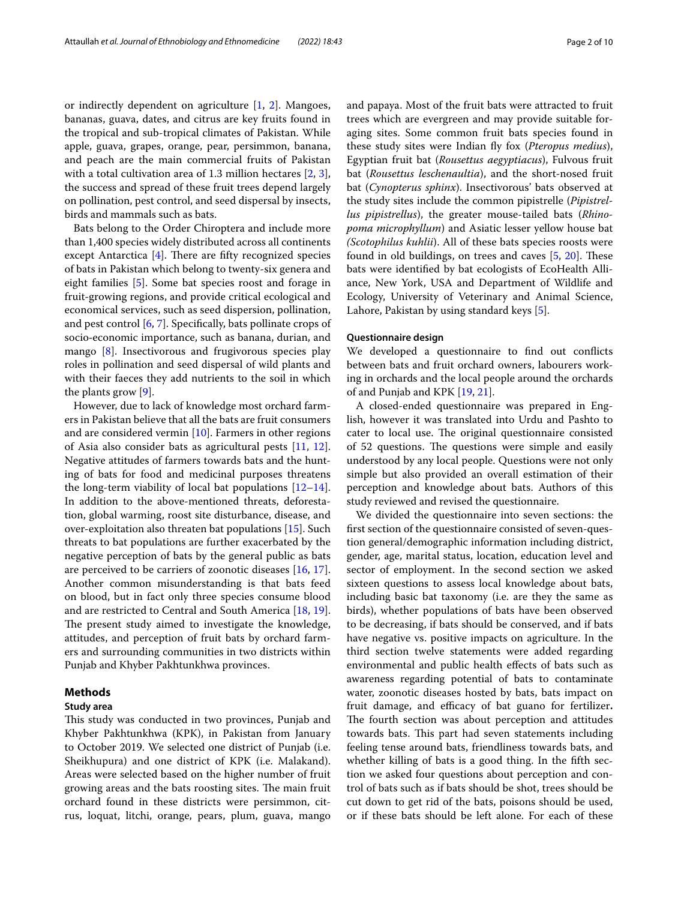or indirectly dependent on agriculture [1, 2]. Mangoes, bananas, guava, dates, and citrus are key fruits found in the tropical and sub-tropical climates of Pakistan. While apple, guava, grapes, orange, pear, persimmon, banana, and peach are the main commercial fruits of Pakistan with a total cultivation area of 1.3 million hectares [2, 3], the success and spread of these fruit trees depend largely on pollination, pest control, and seed dispersal by insects, birds and mammals such as bats.

Bats belong to the Order Chiroptera and include more than 1,400 species widely distributed across all continents except Antarctica [4]. There are fifty recognized species of bats in Pakistan which belong to twenty-six genera and eight families [5]. Some bat species roost and forage in fruit-growing regions, and provide critical ecological and economical services, such as seed dispersion, pollination, and pest control [6, 7]. Specifically, bats pollinate crops of socio-economic importance, such as banana, durian, and mango [8]. Insectivorous and frugivorous species play roles in pollination and seed dispersal of wild plants and with their faeces they add nutrients to the soil in which the plants grow [9].

However, due to lack of knowledge most orchard farmers in Pakistan believe that all the bats are fruit consumers and are considered vermin [10]. Farmers in other regions of Asia also consider bats as agricultural pests [11, 12]. Negative attitudes of farmers towards bats and the hunting of bats for food and medicinal purposes threatens the long-term viability of local bat populations [12–14]. In addition to the above-mentioned threats, deforestation, global warming, roost site disturbance, disease, and over-exploitation also threaten bat populations [15]. Such threats to bat populations are further exacerbated by the negative perception of bats by the general public as bats are perceived to be carriers of zoonotic diseases [16, 17]. Another common misunderstanding is that bats feed on blood, but in fact only three species consume blood and are restricted to Central and South America [18, 19]. The present study aimed to investigate the knowledge, attitudes, and perception of fruit bats by orchard farmers and surrounding communities in two districts within Punjab and Khyber Pakhtunkhwa provinces.

## Methods

### Study area

This study was conducted in two provinces, Punjab and Khyber Pakhtunkhwa (KPK), in Pakistan from January to October 2019. We selected one district of Punjab (i.e. Sheikhupura) and one district of KPK (i.e. Malakand). Areas were selected based on the higher number of fruit growing areas and the bats roosting sites. The main fruit orchard found in these districts were persimmon, citrus, loquat, litchi, orange, pears, plum, guava, mango and papaya. Most of the fruit bats were attracted to fruit trees which are evergreen and may provide suitable foraging sites. Some common fruit bats species found in these study sites were Indian fly fox (*Pteropus medius*), Egyptian fruit bat (*Rousettus aegyptiacus*), Fulvous fruit bat (*Rousettus leschenaultia*), and the short-nosed fruit bat (*Cynopterus sphinx*). Insectivorous' bats observed at the study sites include the common pipistrelle (*Pipistrellus pipistrellus*), the greater mouse-tailed bats (*Rhinopoma microphyllum*) and Asiatic lesser yellow house bat (*Scotophilus kuhlii*). All of these bats species roosts were found in old buildings, on trees and caves [5, 20]. These bats were identified by bat ecologists of EcoHealth Alliance, New York, USA and Department of Wildlife and Ecology, University of Veterinary and Animal Science, Lahore, Pakistan by using standard keys [5].

### Questionnaire design

We developed a questionnaire to find out conflicts between bats and fruit orchard owners, labourers working in orchards and the local people around the orchards of and Punjab and KPK [19, 21].

A closed-ended questionnaire was prepared in English, however it was translated into Urdu and Pashto to cater to local use. The original questionnaire consisted of 52 questions. The questions were simple and easily understood by any local people. Questions were not only simple but also provided an overall estimation of their perception and knowledge about bats. Authors of this study reviewed and revised the questionnaire.

We divided the questionnaire into seven sections: the first section of the questionnaire consisted of seven-question general/demographic information including district, gender, age, marital status, location, education level and sector of employment. In the second section we asked sixteen questions to assess local knowledge about bats, including basic bat taxonomy (i.e. are they the same as birds), whether populations of bats have been observed to be decreasing, if bats should be conserved, and if bats have negative vs. positive impacts on agriculture. In the third section twelve statements were added regarding environmental and public health effects of bats such as awareness regarding potential of bats to contaminate water, zoonotic diseases hosted by bats, bats impact on fruit damage, and efficacy of bat guano for fertilizer. The fourth section was about perception and attitudes towards bats. This part had seven statements including feeling tense around bats, friendliness towards bats, and whether killing of bats is a good thing. In the fifth section we asked four questions about perception and control of bats such as if bats should be shot, trees should be cut down to get rid of the bats, poisons should be used, or if these bats should be left alone. For each of these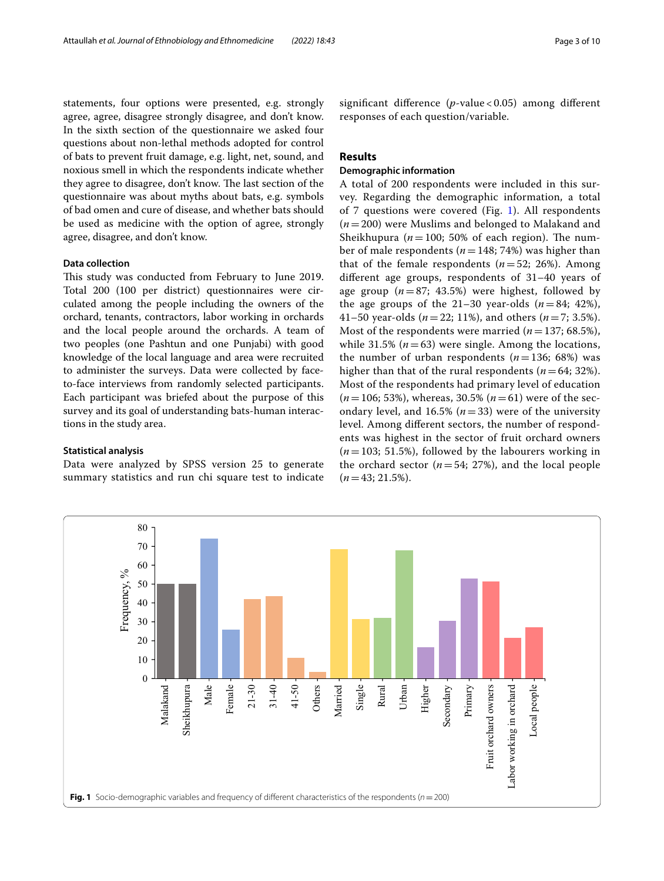statements, four options were presented, e.g. strongly agree, agree, disagree strongly disagree, and don't know. In the sixth section of the questionnaire we asked four questions about non-lethal methods adopted for control of bats to prevent fruit damage, e.g. light, net, sound, and noxious smell in which the respondents indicate whether they agree to disagree, don't know. The last section of the questionnaire was about myths about bats, e.g. symbols of bad omen and cure of disease, and whether bats should be used as medicine with the option of agree, strongly agree, disagree, and don't know.

### Data collection

This study was conducted from February to June 2019. Total 200 (100 per district) questionnaires were circulated among the people including the owners of the orchard, tenants, contractors, labor working in orchards and the local people around the orchards. A team of two peoples (one Pashtun and one Punjabi) with good knowledge of the local language and area were recruited to administer the surveys. Data were collected by face-to-face interviews from randomly selected participants. Each participant was briefed about the purpose of this survey and its goal of understanding bats-human interactions in the study area.

### Statistical analysis

Data were analyzed by SPSS version 25 to generate summary statistics and run chi square test to indicate significant difference ($p$-value < 0.05) among different responses of each question/variable.

## Results

### Demographic information

A total of 200 respondents were included in this survey. Regarding the demographic information, a total of 7 questions were covered (Fig. 1). All respondents ($n = 200$) were Muslims and belonged to Malakand and Sheikhupura ($n = 100$; 50% of each region). The number of male respondents ($n = 148$; 74%) was higher than that of the female respondents ($n = 52$; 26%). Among different age groups, respondents of 31–40 years of age group ($n = 87$; 43.5%) were highest, followed by the age groups of the 21–30 year-olds ($n = 84$; 42%), 41–50 year-olds ($n = 22$; 11%), and others ($n = 7$; 3.5%). Most of the respondents were married ($n = 137$; 68.5%), while 31.5% ($n = 63$) were single. Among the locations, the number of urban respondents ($n = 136$; 68%) was higher than that of the rural respondents ($n = 64$; 32%). Most of the respondents had primary level of education ($n = 106$; 53%), whereas, 30.5% ($n = 61$) were of the secondary level, and 16.5% ($n = 33$) were of the university level. Among different sectors, the number of respondents was highest in the sector of fruit orchard owners ($n = 103$; 51.5%), followed by the labourers working in the orchard sector ($n = 54$; 27%), and the local people ($n = 43$; 21.5%).

**Fig. 1** Socio-demographic variables and frequency of different characteristics of the respondents ($n = 200$)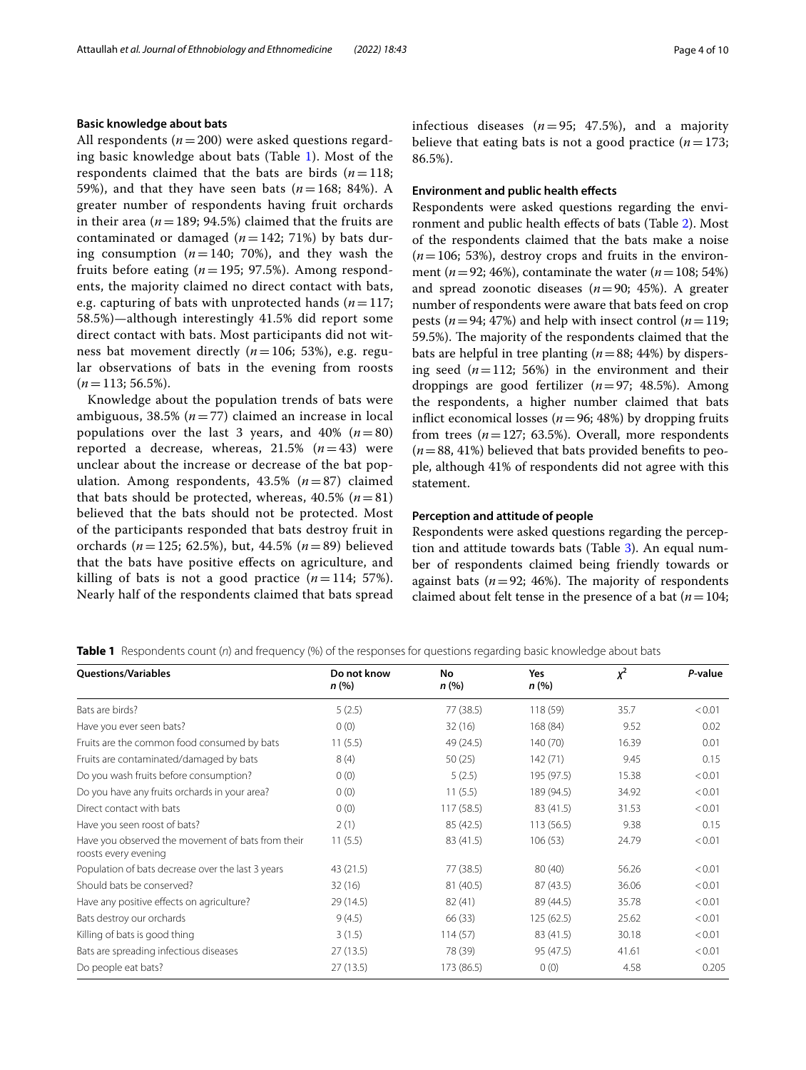### Basic knowledge about bats

All respondents ($n = 200$) were asked questions regarding basic knowledge about bats (Table 1). Most of the respondents claimed that the bats are birds ($n = 118$; 59%), and that they have seen bats ($n = 168$; 84%). A greater number of respondents having fruit orchards in their area ($n = 189$; 94.5%) claimed that the fruits are contaminated or damaged ($n = 142$; 71%) by bats during consumption ($n = 140$; 70%), and they wash the fruits before eating ($n = 195$; 97.5%). Among respondents, the majority claimed no direct contact with bats, e.g. capturing of bats with unprotected hands ($n = 117$; 58.5%)—although interestingly 41.5% did report some direct contact with bats. Most participants did not witness bat movement directly ($n = 106$; 53%), e.g. regular observations of bats in the evening from roosts ($n = 113$; 56.5%).

Knowledge about the population trends of bats were ambiguous, 38.5% ($n = 77$) claimed an increase in local populations over the last 3 years, and 40% ($n = 80$) reported a decrease, whereas, 21.5% ($n = 43$) were unclear about the increase or decrease of the bat population. Among respondents, 43.5% ($n = 87$) claimed that bats should be protected, whereas, 40.5% ($n = 81$) believed that the bats should not be protected. Most of the participants responded that bats destroy fruit in orchards ($n = 125$; 62.5%), but, 44.5% ($n = 89$) believed that the bats have positive effects on agriculture, and killing of bats is not a good practice ($n = 114$; 57%). Nearly half of the respondents claimed that bats spread infectious diseases ($n = 95$; 47.5%), and a majority believe that eating bats is not a good practice ($n = 173$; 86.5%).

### Environment and public health effects

Respondents were asked questions regarding the environment and public health effects of bats (Table 2). Most of the respondents claimed that the bats make a noise ($n = 106$; 53%), destroy crops and fruits in the environment ($n = 92$; 46%), contaminate the water ($n = 108$; 54%) and spread zoonotic diseases ($n = 90$; 45%). A greater number of respondents were aware that bats feed on crop pests ($n = 94$; 47%) and help with insect control ($n = 119$; 59.5%). The majority of the respondents claimed that the bats are helpful in tree planting ($n = 88$; 44%) by dispersing seed ($n = 112$; 56%) in the environment and their droppings are good fertilizer ($n = 97$; 48.5%). Among the respondents, a higher number claimed that bats inflict economical losses ($n = 96$; 48%) by dropping fruits from trees ($n = 127$; 63.5%). Overall, more respondents ($n = 88$, 41%) believed that bats provided benefits to people, although 41% of respondents did not agree with this statement.

### Perception and attitude of people

Respondents were asked questions regarding the perception and attitude towards bats (Table 3). An equal number of respondents claimed being friendly towards or against bats ($n = 92$; 46%). The majority of respondents claimed about felt tense in the presence of a bat ($n = 104$;

**Table 1** Respondents count (*n*) and frequency (%) of the responses for questions regarding basic knowledge about bats

| Questions/Variables | Do not know *n* (%) | No *n* (%) | Yes *n* (%) | $\chi^2$ | *P*-value |
|---|---|---|---|---|---|
| Bats are birds? | 5 (2.5) | 77 (38.5) | 118 (59) | 35.7 | < 0.01 |
| Have you ever seen bats? | 0 (0) | 32 (16) | 168 (84) | 9.52 | 0.02 |
| Fruits are the common food consumed by bats | 11 (5.5) | 49 (24.5) | 140 (70) | 16.39 | 0.01 |
| Fruits are contaminated/damaged by bats | 8 (4) | 50 (25) | 142 (71) | 9.45 | 0.15 |
| Do you wash fruits before consumption? | 0 (0) | 5 (2.5) | 195 (97.5) | 15.38 | < 0.01 |
| Do you have any fruits orchards in your area? | 0 (0) | 11 (5.5) | 189 (94.5) | 34.92 | < 0.01 |
| Direct contact with bats | 0 (0) | 117 (58.5) | 83 (41.5) | 31.53 | < 0.01 |
| Have you seen roost of bats? | 2 (1) | 85 (42.5) | 113 (56.5) | 9.38 | 0.15 |
| Have you observed the movement of bats from their roosts every evening | 11 (5.5) | 83 (41.5) | 106 (53) | 24.79 | < 0.01 |
| Population of bats decrease over the last 3 years | 43 (21.5) | 77 (38.5) | 80 (40) | 56.26 | < 0.01 |
| Should bats be conserved? | 32 (16) | 81 (40.5) | 87 (43.5) | 36.06 | < 0.01 |
| Have any positive effects on agriculture? | 29 (14.5) | 82 (41) | 89 (44.5) | 35.78 | < 0.01 |
| Bats destroy our orchards | 9 (4.5) | 66 (33) | 125 (62.5) | 25.62 | < 0.01 |
| Killing of bats is good thing | 3 (1.5) | 114 (57) | 83 (41.5) | 30.18 | < 0.01 |
| Bats are spreading infectious diseases | 27 (13.5) | 78 (39) | 95 (47.5) | 41.61 | < 0.01 |
| Do people eat bats? | 27 (13.5) | 173 (86.5) | 0 (0) | 4.58 | 0.205 |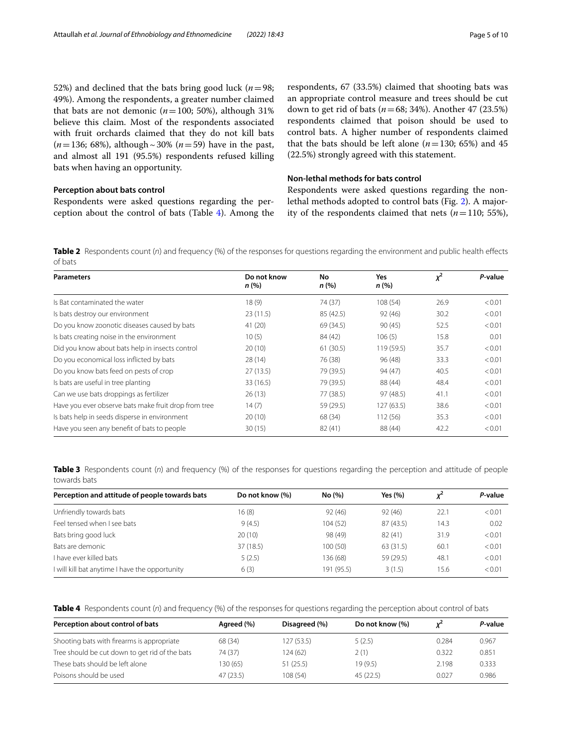52%) and declined that the bats bring good luck ($n=98$; 49%). Among the respondents, a greater number claimed that bats are not demonic ($n=100$; 50%), although 31% believe this claim. Most of the respondents associated with fruit orchards claimed that they do not kill bats ($n=136$; 68%), although ~30% ($n=59$) have in the past, and almost all 191 (95.5%) respondents refused killing bats when having an opportunity.

### Perception about bats control

Respondents were asked questions regarding the perception about the control of bats (Table 4). Among the respondents, 67 (33.5%) claimed that shooting bats was an appropriate control measure and trees should be cut down to get rid of bats ($n=68$; 34%). Another 47 (23.5%) respondents claimed that poison should be used to control bats. A higher number of respondents claimed that the bats should be left alone ($n=130$; 65%) and 45 (22.5%) strongly agreed with this statement.

### Non-lethal methods for bats control

Respondents were asked questions regarding the non-lethal methods adopted to control bats (Fig. 2). A majority of the respondents claimed that nets ($n=110$; 55%),

**Table 2** Respondents count (*n*) and frequency (%) of the responses for questions regarding the environment and public health effects of bats

| Parameters | Do not know *n* (%) | No *n* (%) | Yes *n* (%) | $\chi^2$ | *P*-value |
|---|---|---|---|---|---|
| Is Bat contaminated the water | 18 (9) | 74 (37) | 108 (54) | 26.9 | <0.01 |
| Is bats destroy our environment | 23 (11.5) | 85 (42.5) | 92 (46) | 30.2 | <0.01 |
| Do you know zoonotic diseases caused by bats | 41 (20) | 69 (34.5) | 90 (45) | 52.5 | <0.01 |
| Is bats creating noise in the environment | 10 (5) | 84 (42) | 106 (5) | 15.8 | 0.01 |
| Did you know about bats help in insects control | 20 (10) | 61 (30.5) | 119 (59.5) | 35.7 | <0.01 |
| Do you economical loss inflicted by bats | 28 (14) | 76 (38) | 96 (48) | 33.3 | <0.01 |
| Do you know bats feed on pests of crop | 27 (13.5) | 79 (39.5) | 94 (47) | 40.5 | <0.01 |
| Is bats are useful in tree planting | 33 (16.5) | 79 (39.5) | 88 (44) | 48.4 | <0.01 |
| Can we use bats droppings as fertilizer | 26 (13) | 77 (38.5) | 97 (48.5) | 41.1 | <0.01 |
| Have you ever observe bats make fruit drop from tree | 14 (7) | 59 (29.5) | 127 (63.5) | 38.6 | <0.01 |
| Is bats help in seeds disperse in environment | 20 (10) | 68 (34) | 112 (56) | 35.3 | <0.01 |
| Have you seen any benefit of bats to people | 30 (15) | 82 (41) | 88 (44) | 42.2 | <0.01 |

**Table 3** Respondents count (*n*) and frequency (%) of the responses for questions regarding the perception and attitude of people towards bats

| Perception and attitude of people towards bats | Do not know (%) | No (%) | Yes (%) | $\chi^2$ | *P*-value |
|---|---|---|---|---|---|
| Unfriendly towards bats | 16 (8) | 92 (46) | 92 (46) | 22.1 | <0.01 |
| Feel tensed when I see bats | 9 (4.5) | 104 (52) | 87 (43.5) | 14.3 | 0.02 |
| Bats bring good luck | 20 (10) | 98 (49) | 82 (41) | 31.9 | <0.01 |
| Bats are demonic | 37 (18.5) | 100 (50) | 63 (31.5) | 60.1 | <0.01 |
| I have ever killed bats | 5 (2.5) | 136 (68) | 59 (29.5) | 48.1 | <0.01 |
| I will kill bat anytime I have the opportunity | 6 (3) | 191 (95.5) | 3 (1.5) | 15.6 | <0.01 |

**Table 4** Respondents count (*n*) and frequency (%) of the responses for questions regarding the perception about control of bats

| Perception about control of bats | Agreed (%) | Disagreed (%) | Do not know (%) | $\chi^2$ | *P*-value |
|---|---|---|---|---|---|
| Shooting bats with firearms is appropriate | 68 (34) | 127 (53.5) | 5 (2.5) | 0.284 | 0.967 |
| Tree should be cut down to get rid of the bats | 74 (37) | 124 (62) | 2 (1) | 0.322 | 0.851 |
| These bats should be left alone | 130 (65) | 51 (25.5) | 19 (9.5) | 2.198 | 0.333 |
| Poisons should be used | 47 (23.5) | 108 (54) | 45 (22.5) | 0.027 | 0.986 |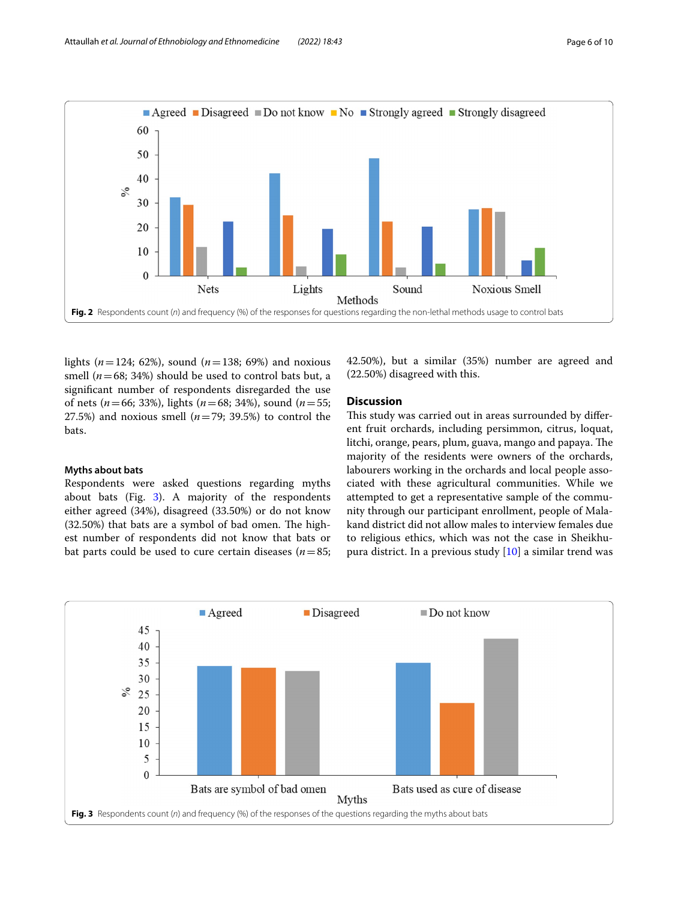Fig. 2 Respondents count (*n*) and frequency (%) of the responses for questions regarding the non-lethal methods usage to control bats

lights ($n=124$; 62%), sound ($n=138$; 69%) and noxious smell ($n=68$; 34%) should be used to control bats but, a significant number of respondents disregarded the use of nets ($n=66$; 33%), lights ($n=68$; 34%), sound ($n=55$; 27.5%) and noxious smell ($n=79$; 39.5%) to control the bats.

### Myths about bats

Respondents were asked questions regarding myths about bats (Fig. 3). A majority of the respondents either agreed (34%), disagreed (33.50%) or do not know (32.50%) that bats are a symbol of bad omen. The highest number of respondents did not know that bats or bat parts could be used to cure certain diseases ($n=85$; 42.50%), but a similar (35%) number are agreed and (22.50%) disagreed with this.

## Discussion

This study was carried out in areas surrounded by different fruit orchards, including persimmon, citrus, loquat, litchi, orange, pears, plum, guava, mango and papaya. The majority of the residents were owners of the orchards, labourers working in the orchards and local people associated with these agricultural communities. While we attempted to get a representative sample of the community through our participant enrollment, people of Malakand district did not allow males to interview females due to religious ethics, which was not the case in Sheikhupura district. In a previous study [10] a similar trend was

Fig. 3 Respondents count (*n*) and frequency (%) of the responses of the questions regarding the myths about bats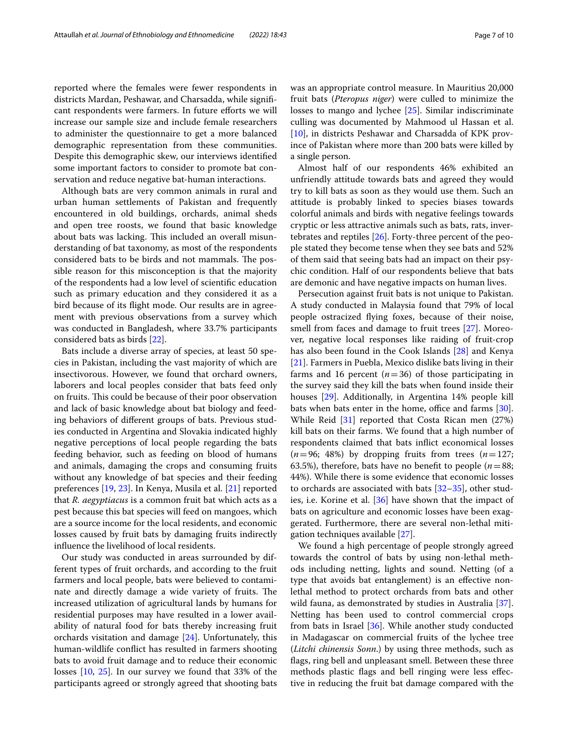reported where the females were fewer respondents in districts Mardan, Peshawar, and Charsadda, while significant respondents were farmers. In future efforts we will increase our sample size and include female researchers to administer the questionnaire to get a more balanced demographic representation from these communities. Despite this demographic skew, our interviews identified some important factors to consider to promote bat conservation and reduce negative bat-human interactions.

Although bats are very common animals in rural and urban human settlements of Pakistan and frequently encountered in old buildings, orchards, animal sheds and open tree roosts, we found that basic knowledge about bats was lacking. This included an overall misunderstanding of bat taxonomy, as most of the respondents considered bats to be birds and not mammals. The possible reason for this misconception is that the majority of the respondents had a low level of scientific education such as primary education and they considered it as a bird because of its flight mode. Our results are in agreement with previous observations from a survey which was conducted in Bangladesh, where 33.7% participants considered bats as birds [22].

Bats include a diverse array of species, at least 50 species in Pakistan, including the vast majority of which are insectivorous. However, we found that orchard owners, laborers and local peoples consider that bats feed only on fruits. This could be because of their poor observation and lack of basic knowledge about bat biology and feeding behaviors of different groups of bats. Previous studies conducted in Argentina and Slovakia indicated highly negative perceptions of local people regarding the bats feeding behavior, such as feeding on blood of humans and animals, damaging the crops and consuming fruits without any knowledge of bat species and their feeding preferences [19, 23]. In Kenya, Musila et al. [21] reported that *R. aegyptiacus* is a common fruit bat which acts as a pest because this bat species will feed on mangoes, which are a source income for the local residents, and economic losses caused by fruit bats by damaging fruits indirectly influence the livelihood of local residents.

Our study was conducted in areas surrounded by different types of fruit orchards, and according to the fruit farmers and local people, bats were believed to contaminate and directly damage a wide variety of fruits. The increased utilization of agricultural lands by humans for residential purposes may have resulted in a lower availability of natural food for bats thereby increasing fruit orchards visitation and damage [24]. Unfortunately, this human-wildlife conflict has resulted in farmers shooting bats to avoid fruit damage and to reduce their economic losses [10, 25]. In our survey we found that 33% of the participants agreed or strongly agreed that shooting bats was an appropriate control measure. In Mauritius 20,000 fruit bats (*Pteropus niger*) were culled to minimize the losses to mango and lychee [25]. Similar indiscriminate culling was documented by Mahmood ul Hassan et al. [10], in districts Peshawar and Charsadda of KPK province of Pakistan where more than 200 bats were killed by a single person.

Almost half of our respondents 46% exhibited an unfriendly attitude towards bats and agreed they would try to kill bats as soon as they would use them. Such an attitude is probably linked to species biases towards colorful animals and birds with negative feelings towards cryptic or less attractive animals such as bats, rats, invertebrates and reptiles [26]. Forty-three percent of the people stated they become tense when they see bats and 52% of them said that seeing bats had an impact on their psychic condition. Half of our respondents believe that bats are demonic and have negative impacts on human lives.

Persecution against fruit bats is not unique to Pakistan. A study conducted in Malaysia found that 79% of local people ostracized flying foxes, because of their noise, smell from faces and damage to fruit trees [27]. Moreover, negative local responses like raiding of fruit-crop has also been found in the Cook Islands [28] and Kenya [21]. Farmers in Puebla, Mexico dislike bats living in their farms and 16 percent ($n = 36$) of those participating in the survey said they kill the bats when found inside their houses [29]. Additionally, in Argentina 14% people kill bats when bats enter in the home, office and farms [30]. While Reid [31] reported that Costa Rican men (27%) kill bats on their farms. We found that a high number of respondents claimed that bats inflict economical losses ($n = 96$; 48%) by dropping fruits from trees ($n = 127$; 63.5%), therefore, bats have no benefit to people ($n = 88$; 44%). While there is some evidence that economic losses to orchards are associated with bats [32–35], other studies, i.e. Korine et al. [36] have shown that the impact of bats on agriculture and economic losses have been exaggerated. Furthermore, there are several non-lethal mitigation techniques available [27].

We found a high percentage of people strongly agreed towards the control of bats by using non-lethal methods including netting, lights and sound. Netting (of a type that avoids bat entanglement) is an effective non-lethal method to protect orchards from bats and other wild fauna, as demonstrated by studies in Australia [37]. Netting has been used to control commercial crops from bats in Israel [36]. While another study conducted in Madagascar on commercial fruits of the lychee tree (*Litchi chinensis Sonn.*) by using three methods, such as flags, ring bell and unpleasant smell. Between these three methods plastic flags and bell ringing were less effective in reducing the fruit bat damage compared with the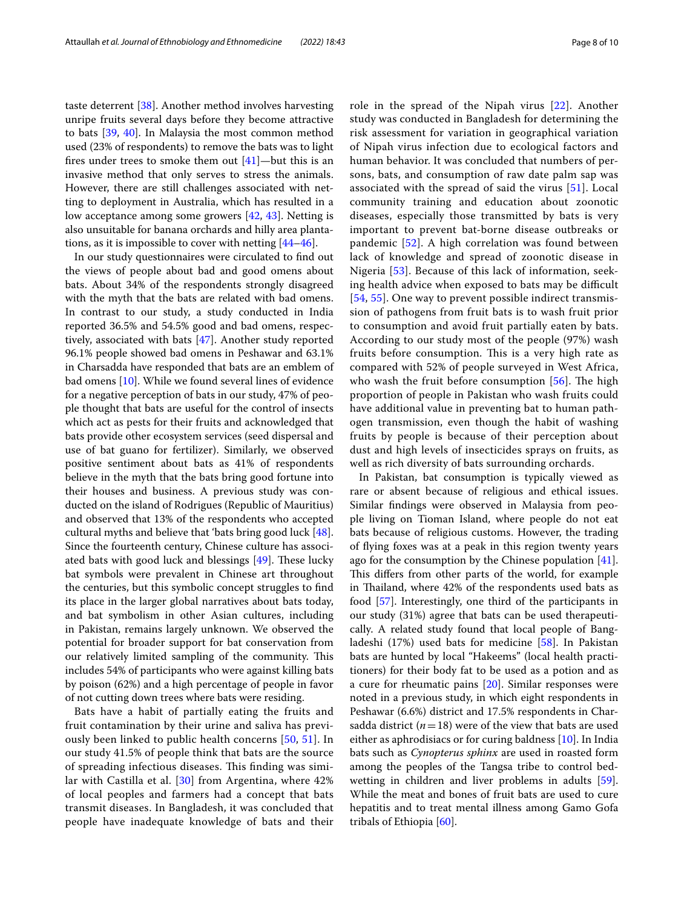taste deterrent [38]. Another method involves harvesting unripe fruits several days before they become attractive to bats [39, 40]. In Malaysia the most common method used (23% of respondents) to remove the bats was to light fires under trees to smoke them out [41]—but this is an invasive method that only serves to stress the animals. However, there are still challenges associated with netting to deployment in Australia, which has resulted in a low acceptance among some growers [42, 43]. Netting is also unsuitable for banana orchards and hilly area plantations, as it is impossible to cover with netting [44–46].

In our study questionnaires were circulated to find out the views of people about bad and good omens about bats. About 34% of the respondents strongly disagreed with the myth that the bats are related with bad omens. In contrast to our study, a study conducted in India reported 36.5% and 54.5% good and bad omens, respectively, associated with bats [47]. Another study reported 96.1% people showed bad omens in Peshawar and 63.1% in Charsadda have responded that bats are an emblem of bad omens [10]. While we found several lines of evidence for a negative perception of bats in our study, 47% of people thought that bats are useful for the control of insects which act as pests for their fruits and acknowledged that bats provide other ecosystem services (seed dispersal and use of bat guano for fertilizer). Similarly, we observed positive sentiment about bats as 41% of respondents believe in the myth that the bats bring good fortune into their houses and business. A previous study was conducted on the island of Rodrigues (Republic of Mauritius) and observed that 13% of the respondents who accepted cultural myths and believe that 'bats bring good luck [48]. Since the fourteenth century, Chinese culture has associated bats with good luck and blessings [49]. These lucky bat symbols were prevalent in Chinese art throughout the centuries, but this symbolic concept struggles to find its place in the larger global narratives about bats today, and bat symbolism in other Asian cultures, including in Pakistan, remains largely unknown. We observed the potential for broader support for bat conservation from our relatively limited sampling of the community. This includes 54% of participants who were against killing bats by poison (62%) and a high percentage of people in favor of not cutting down trees where bats were residing.

Bats have a habit of partially eating the fruits and fruit contamination by their urine and saliva has previously been linked to public health concerns [50, 51]. In our study 41.5% of people think that bats are the source of spreading infectious diseases. This finding was similar with Castilla et al. [30] from Argentina, where 42% of local peoples and farmers had a concept that bats transmit diseases. In Bangladesh, it was concluded that people have inadequate knowledge of bats and their role in the spread of the Nipah virus [22]. Another study was conducted in Bangladesh for determining the risk assessment for variation in geographical variation of Nipah virus infection due to ecological factors and human behavior. It was concluded that numbers of persons, bats, and consumption of raw date palm sap was associated with the spread of said the virus [51]. Local community training and education about zoonotic diseases, especially those transmitted by bats is very important to prevent bat-borne disease outbreaks or pandemic [52]. A high correlation was found between lack of knowledge and spread of zoonotic disease in Nigeria [53]. Because of this lack of information, seeking health advice when exposed to bats may be difficult [54, 55]. One way to prevent possible indirect transmission of pathogens from fruit bats is to wash fruit prior to consumption and avoid fruit partially eaten by bats. According to our study most of the people (97%) wash fruits before consumption. This is a very high rate as compared with 52% of people surveyed in West Africa, who wash the fruit before consumption [56]. The high proportion of people in Pakistan who wash fruits could have additional value in preventing bat to human pathogen transmission, even though the habit of washing fruits by people is because of their perception about dust and high levels of insecticides sprays on fruits, as well as rich diversity of bats surrounding orchards.

In Pakistan, bat consumption is typically viewed as rare or absent because of religious and ethical issues. Similar findings were observed in Malaysia from people living on Tioman Island, where people do not eat bats because of religious customs. However, the trading of flying foxes was at a peak in this region twenty years ago for the consumption by the Chinese population [41]. This differs from other parts of the world, for example in Thailand, where 42% of the respondents used bats as food [57]. Interestingly, one third of the participants in our study (31%) agree that bats can be used therapeutically. A related study found that local people of Bangladeshi (17%) used bats for medicine [58]. In Pakistan bats are hunted by local "Hakeems" (local health practitioners) for their body fat to be used as a potion and as a cure for rheumatic pains [20]. Similar responses were noted in a previous study, in which eight respondents in Peshawar (6.6%) district and 17.5% respondents in Charsadda district ($n = 18$) were of the view that bats are used either as aphrodisiacs or for curing baldness [10]. In India bats such as *Cynopterus sphinx* are used in roasted form among the peoples of the Tangsa tribe to control bedwetting in children and liver problems in adults [59]. While the meat and bones of fruit bats are used to cure hepatitis and to treat mental illness among Gamo Gofa tribals of Ethiopia [60].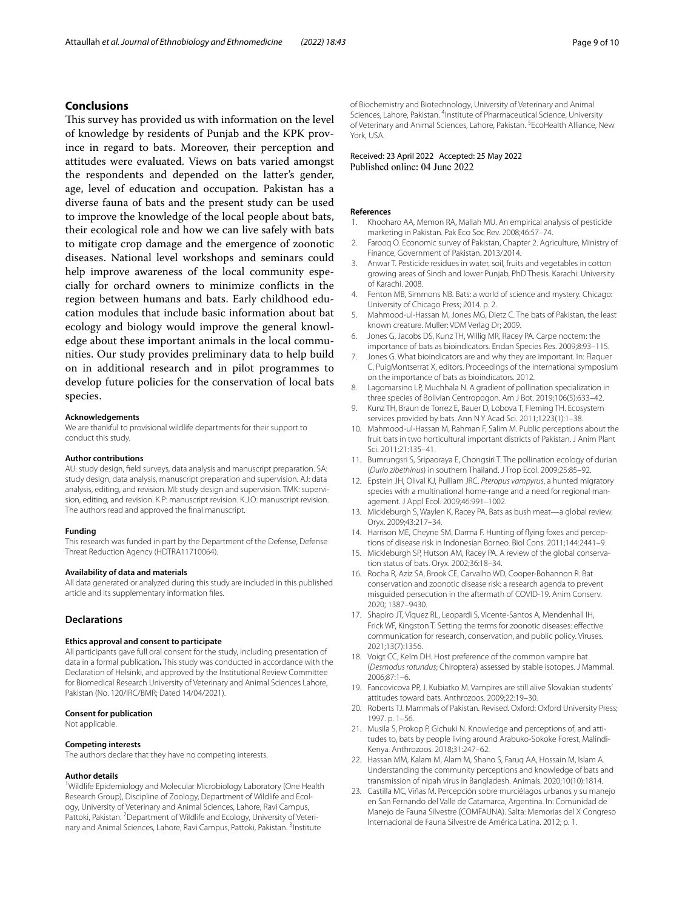## Conclusions

This survey has provided us with information on the level of knowledge by residents of Punjab and the KPK province in regard to bats. Moreover, their perception and attitudes were evaluated. Views on bats varied amongst the respondents and depended on the latter's gender, age, level of education and occupation. Pakistan has a diverse fauna of bats and the present study can be used to improve the knowledge of the local people about bats, their ecological role and how we can live safely with bats to mitigate crop damage and the emergence of zoonotic diseases. National level workshops and seminars could help improve awareness of the local community especially for orchard owners to minimize conflicts in the region between humans and bats. Early childhood education modules that include basic information about bat ecology and biology would improve the general knowledge about these important animals in the local communities. Our study provides preliminary data to help build on in additional research and in pilot programmes to develop future policies for the conservation of local bats species.

#### Acknowledgements

We are thankful to provisional wildlife departments for their support to conduct this study.

#### Author contributions

AU: study design, field surveys, data analysis and manuscript preparation. SA: study design, data analysis, manuscript preparation and supervision. AJ: data analysis, editing, and revision. MI: study design and supervision. TMK: supervision, editing, and revision. K.P: manuscript revision. K.J.O: manuscript revision. The authors read and approved the final manuscript.

#### Funding

This research was funded in part by the Department of the Defense, Defense Threat Reduction Agency (HDTRA11710064).

#### Availability of data and materials

All data generated or analyzed during this study are included in this published article and its supplementary information files.

## Declarations

#### Ethics approval and consent to participate

All participants gave full oral consent for the study, including presentation of data in a formal publication**.** This study was conducted in accordance with the Declaration of Helsinki, and approved by the Institutional Review Committee for Biomedical Research University of Veterinary and Animal Sciences Lahore, Pakistan (No. 120/IRC/BMR; Dated 14/04/2021).

#### Consent for publication

Not applicable.

#### Competing interests

The authors declare that they have no competing interests.

#### Author details

[1]Wildlife Epidemiology and Molecular Microbiology Laboratory (One Health Research Group), Discipline of Zoology, Department of Wildlife and Ecology, University of Veterinary and Animal Sciences, Lahore, Ravi Campus, Pattoki, Pakistan. [2]Department of Wildlife and Ecology, University of Veterinary and Animal Sciences, Lahore, Ravi Campus, Pattoki, Pakistan. [3]Institute of Biochemistry and Biotechnology, University of Veterinary and Animal Sciences, Lahore, Pakistan. [4]Institute of Pharmaceutical Science, University of Veterinary and Animal Sciences, Lahore, Pakistan. [5]EcoHealth Alliance, New York, USA.

Received: 23 April 2022 Accepted: 25 May 2022
Published online: 04 June 2022

#### References

1. Khooharo AA, Memon RA, Mallah MU. An empirical analysis of pesticide marketing in Pakistan. Pak Eco Soc Rev. 2008;46:57–74.
2. Farooq O. Economic survey of Pakistan, Chapter 2. Agriculture, Ministry of Finance, Government of Pakistan. 2013/2014.
3. Anwar T. Pesticide residues in water, soil, fruits and vegetables in cotton growing areas of Sindh and lower Punjab, PhD Thesis. Karachi: University of Karachi. 2008.
4. Fenton MB, Simmons NB. Bats: a world of science and mystery. Chicago: University of Chicago Press; 2014. p. 2.
5. Mahmood-ul-Hassan M, Jones MG, Dietz C. The bats of Pakistan, the least known creature. Muller: VDM Verlag Dr; 2009.
6. Jones G, Jacobs DS, Kunz TH, Willig MR, Racey PA. Carpe noctem: the importance of bats as bioindicators. Endan Species Res. 2009;8:93–115.
7. Jones G. What bioindicators are and why they are important. In: Flaquer C, PuigMontserrat X, editors. Proceedings of the international symposium on the importance of bats as bioindicators. 2012.
8. Lagomarsino LP, Muchhala N. A gradient of pollination specialization in three species of Bolivian Centropogon. Am J Bot. 2019;106(5):633–42.
9. Kunz TH, Braun de Torrez E, Bauer D, Lobova T, Fleming TH. Ecosystem services provided by bats. Ann N Y Acad Sci. 2011;1223(1):1–38.
10. Mahmood-ul-Hassan M, Rahman F, Salim M. Public perceptions about the fruit bats in two horticultural important districts of Pakistan. J Anim Plant Sci. 2011;21:135–41.
11. Bumrungsri S, Sripaoraya E, Chongsiri T. The pollination ecology of durian (*Durio zibethinus*) in southern Thailand. J Trop Ecol. 2009;25:85–92.
12. Epstein JH, Olival KJ, Pulliam JRC. *Pteropus vampyrus*, a hunted migratory species with a multinational home-range and a need for regional management. J Appl Ecol. 2009;46:991–1002.
13. Mickleburgh S, Waylen K, Racey PA. Bats as bush meat—a global review. Oryx. 2009;43:217–34.
14. Harrison ME, Cheyne SM, Darma F. Hunting of flying foxes and perceptions of disease risk in Indonesian Borneo. Biol Cons. 2011;144:2441–9.
15. Mickleburgh SP, Hutson AM, Racey PA. A review of the global conservation status of bats. Oryx. 2002;36:18–34.
16. Rocha R, Aziz SA, Brook CE, Carvalho WD, Cooper-Bohannon R. Bat conservation and zoonotic disease risk: a research agenda to prevent misguided persecution in the aftermath of COVID-19. Anim Conserv. 2020; 1387–9430.
17. Shapiro JT, Víquez RL, Leopardi S, Vicente-Santos A, Mendenhall IH, Frick WF, Kingston T. Setting the terms for zoonotic diseases: effective communication for research, conservation, and public policy. Viruses. 2021;13(7):1356.
18. Voigt CC, Kelm DH. Host preference of the common vampire bat (*Desmodus rotundus*; Chiroptera) assessed by stable isotopes. J Mammal. 2006;87:1–6.
19. Fancovicova PP, J. Kubiatko M. Vampires are still alive Slovakian students' attitudes toward bats. Anthrozoos. 2009;22:19–30.
20. Roberts TJ. Mammals of Pakistan. Revised. Oxford: Oxford University Press; 1997. p. 1–56.
21. Musila S, Prokop P, Gichuki N. Knowledge and perceptions of, and attitudes to, bats by people living around Arabuko-Sokoke Forest, Malindi-Kenya. Anthrozoos. 2018;31:247–62.
22. Hassan MM, Kalam M, Alam M, Shano S, Faruq AA, Hossain M, Islam A. Understanding the community perceptions and knowledge of bats and transmission of nipah virus in Bangladesh. Animals. 2020;10(10):1814.
23. Castilla MC, Viñas M. Percepción sobre murciélagos urbanos y su manejo en San Fernando del Valle de Catamarca, Argentina. In: Comunidad de Manejo de Fauna Silvestre (COMFAUNA). Salta: Memorias del X Congreso Internacional de Fauna Silvestre de América Latina. 2012; p. 1.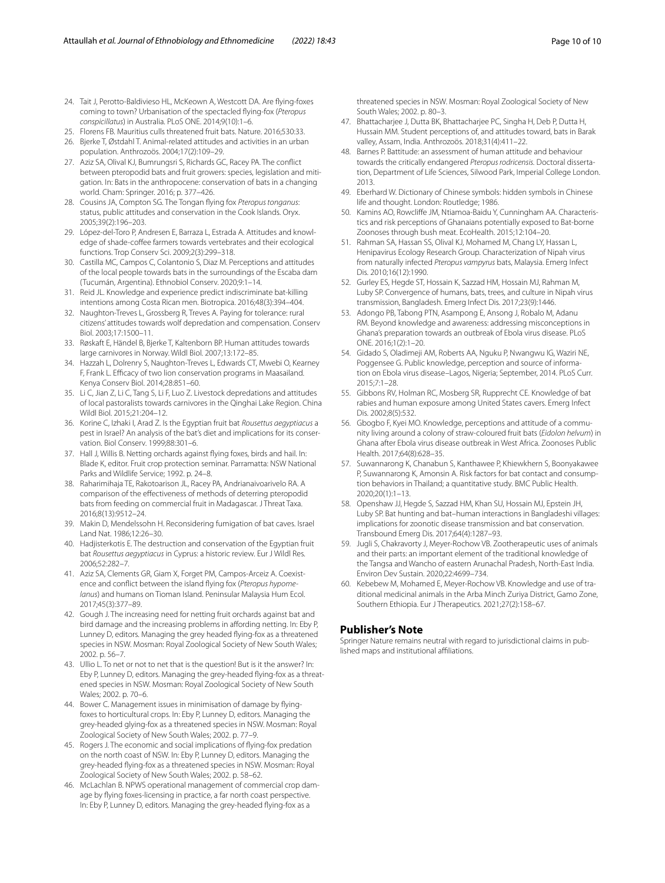24. Tait J, Perotto-Baldivieso HL, McKeown A, Westcott DA. Are flying-foxes coming to town? Urbanisation of the spectacled flying-fox (*Pteropus conspicillatus*) in Australia. PLoS ONE. 2014;9(10):1–6.
25. Florens FB. Mauritius culls threatened fruit bats. Nature. 2016;530:33.
26. Bjerke T, Østdahl T. Animal-related attitudes and activities in an urban population. Anthrozoös. 2004;17(2):109–29.
27. Aziz SA, Olival KJ, Bumrungsri S, Richards GC, Racey PA. The conflict between pteropodid bats and fruit growers: species, legislation and mitigation. In: Bats in the anthropocene: conservation of bats in a changing world. Cham: Springer. 2016; p. 377–426.
28. Cousins JA, Compton SG. The Tongan flying fox *Pteropus tonganus*: status, public attitudes and conservation in the Cook Islands. Oryx. 2005;39(2):196–203.
29. López-del-Toro P, Andresen E, Barraza L, Estrada A. Attitudes and knowledge of shade-coffee farmers towards vertebrates and their ecological functions. Trop Conserv Sci. 2009;2(3):299–318.
30. Castilla MC, Campos C, Colantonio S, Diaz M. Perceptions and attitudes of the local people towards bats in the surroundings of the Escaba dam (Tucumán, Argentina). Ethnobiol Conserv. 2020;9:1–14.
31. Reid JL. Knowledge and experience predict indiscriminate bat-killing intentions among Costa Rican men. Biotropica. 2016;48(3):394–404.
32. Naughton-Treves L, Grossberg R, Treves A. Paying for tolerance: rural citizens' attitudes towards wolf depredation and compensation. Conserv Biol. 2003;17:1500–11.
33. Røskaft E, Händel B, Bjerke T, Kaltenborn BP. Human attitudes towards large carnivores in Norway. Wildl Biol. 2007;13:172–85.
34. Hazzah L, Dolrenry S, Naughton-Treves L, Edwards CT, Mwebi O, Kearney F, Frank L. Efficacy of two lion conservation programs in Maasailand. Kenya Conserv Biol. 2014;28:851–60.
35. Li C, Jian Z, Li C, Tang S, Li F, Luo Z. Livestock depredations and attitudes of local pastoralists towards carnivores in the Qinghai Lake Region. China Wildl Biol. 2015;21:204–12.
36. Korine C, Izhaki I, Arad Z. Is the Egyptian fruit bat *Rousettus aegyptiacus* a pest in Israel? An analysis of the bat's diet and implications for its conservation. Biol Conserv. 1999;88:301–6.
37. Hall J, Willis B. Netting orchards against flying foxes, birds and hail. In: Blade K, editor. Fruit crop protection seminar. Parramatta: NSW National Parks and Wildlife Service; 1992. p. 24–8.
38. Raharimihaja TE, Rakotoarison JL, Racey PA, Andrianaivoarivelo RA. A comparison of the effectiveness of methods of deterring pteropodid bats from feeding on commercial fruit in Madagascar. J Threat Taxa. 2016;8(13):9512–24.
39. Makin D, Mendelssohn H. Reconsidering fumigation of bat caves. Israel Land Nat. 1986;12:26–30.
40. Hadjisterkotis E. The destruction and conservation of the Egyptian fruit bat *Rousettus aegyptiacus* in Cyprus: a historic review. Eur J Wildl Res. 2006;52:282–7.
41. Aziz SA, Clements GR, Giam X, Forget PM, Campos-Arceiz A. Coexistence and conflict between the island flying fox (*Pteropus hypomelanus*) and humans on Tioman Island. Peninsular Malaysia Hum Ecol. 2017;45(3):377–89.
42. Gough J. The increasing need for netting fruit orchards against bat and bird damage and the increasing problems in affording netting. In: Eby P, Lunney D, editors. Managing the grey headed flying-fox as a threatened species in NSW. Mosman: Royal Zoological Society of New South Wales; 2002. p. 56–7.
43. Ullio L. To net or not to net that is the question! But is it the answer? In: Eby P, Lunney D, editors. Managing the grey-headed flying-fox as a threatened species in NSW. Mosman: Royal Zoological Society of New South Wales; 2002. p. 70–6.
44. Bower C. Management issues in minimisation of damage by flying-foxes to horticultural crops. In: Eby P, Lunney D, editors. Managing the grey-headed glying-fox as a threatened species in NSW. Mosman: Royal Zoological Society of New South Wales; 2002. p. 77–9.
45. Rogers J. The economic and social implications of flying-fox predation on the north coast of NSW. In: Eby P, Lunney D, editors. Managing the grey-headed flying-fox as a threatened species in NSW. Mosman: Royal Zoological Society of New South Wales; 2002. p. 58–62.
46. McLachlan B. NPWS operational management of commercial crop damage by flying foxes-licensing in practice, a far north coast perspective. In: Eby P, Lunney D, editors. Managing the grey-headed flying-fox as a threatened species in NSW. Mosman: Royal Zoological Society of New South Wales; 2002. p. 80–3.
47. Bhattacharjee J, Dutta BK, Bhattacharjee PC, Singha H, Deb P, Dutta H, Hussain MM. Student perceptions of, and attitudes toward, bats in Barak valley, Assam, India. Anthrozoös. 2018;31(4):411–22.
48. Barnes P. Battitude: an assessment of human attitude and behaviour towards the critically endangered *Pteropus rodricensis*. Doctoral dissertation, Department of Life Sciences, Silwood Park, Imperial College London. 2013.
49. Eberhard W. Dictionary of Chinese symbols: hidden symbols in Chinese life and thought. London: Routledge; 1986.
50. Kamins AO, Rowcliffe JM, Ntiamoa-Baidu Y, Cunningham AA. Characteristics and risk perceptions of Ghanaians potentially exposed to Bat-borne Zoonoses through bush meat. EcoHealth. 2015;12:104–20.
51. Rahman SA, Hassan SS, Olival KJ, Mohamed M, Chang LY, Hassan L, Henipavirus Ecology Research Group. Characterization of Nipah virus from naturally infected *Pteropus vampyrus* bats, Malaysia. Emerg Infect Dis. 2010;16(12):1990.
52. Gurley ES, Hegde ST, Hossain K, Sazzad HM, Hossain MJ, Rahman M, Luby SP. Convergence of humans, bats, trees, and culture in Nipah virus transmission, Bangladesh. Emerg Infect Dis. 2017;23(9):1446.
53. Adongo PB, Tabong PTN, Asampong E, Ansong J, Robalo M, Adanu RM. Beyond knowledge and awareness: addressing misconceptions in Ghana's preparation towards an outbreak of Ebola virus disease. PLoS ONE. 2016;1(2):1–20.
54. Gidado S, Oladimeji AM, Roberts AA, Nguku P, Nwangwu IG, Waziri NE, Poggensee G. Public knowledge, perception and source of information on Ebola virus disease–Lagos, Nigeria; September, 2014. PLoS Curr. 2015;7:1–28.
55. Gibbons RV, Holman RC, Mosberg SR, Rupprecht CE. Knowledge of bat rabies and human exposure among United States cavers. Emerg Infect Dis. 2002;8(5):532.
56. Gbogbo F, Kyei MO. Knowledge, perceptions and attitude of a community living around a colony of straw-coloured fruit bats (*Eidolon helvum*) in Ghana after Ebola virus disease outbreak in West Africa. Zoonoses Public Health. 2017;64(8):628–35.
57. Suwannarong K, Chanabun S, Kanthawee P, Khiewkhern S, Boonyakawee P, Suwannarong K, Amonsin A. Risk factors for bat contact and consumption behaviors in Thailand; a quantitative study. BMC Public Health. 2020;20(1):1–13.
58. Openshaw JJ, Hegde S, Sazzad HM, Khan SU, Hossain MJ, Epstein JH, Luby SP. Bat hunting and bat–human interactions in Bangladeshi villages: implications for zoonotic disease transmission and bat conservation. Transbound Emerg Dis. 2017;64(4):1287–93.
59. Jugli S, Chakravorty J, Meyer-Rochow VB. Zootherapeutic uses of animals and their parts: an important element of the traditional knowledge of the Tangsa and Wancho of eastern Arunachal Pradesh, North-East India. Environ Dev Sustain. 2020;22:4699–734.
60. Kebebew M, Mohamed E, Meyer-Rochow VB. Knowledge and use of traditional medicinal animals in the Arba Minch Zuriya District, Gamo Zone, Southern Ethiopia. Eur J Therapeutics. 2021;27(2):158–67.

## Publisher's Note

Springer Nature remains neutral with regard to jurisdictional claims in published maps and institutional affiliations.